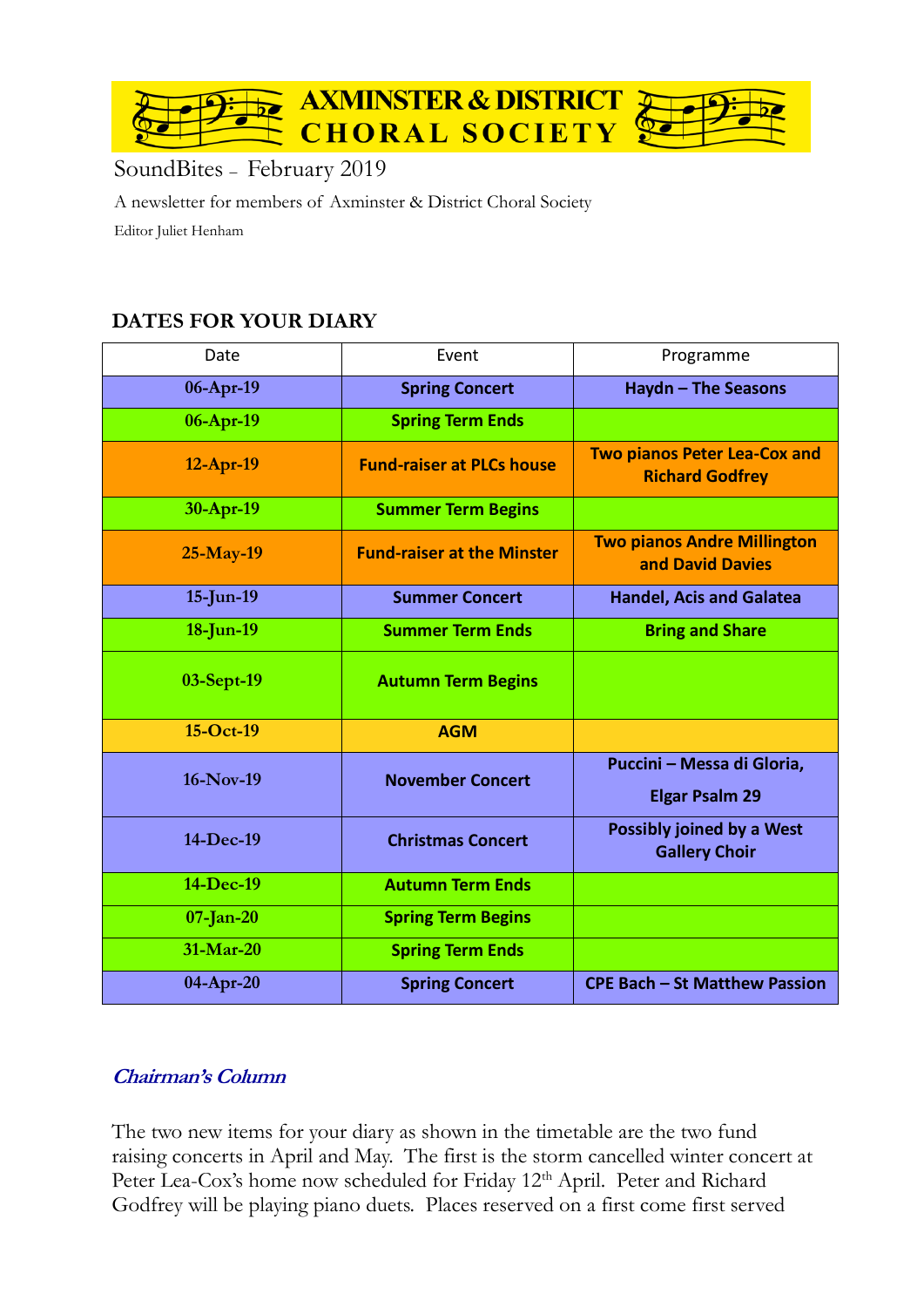# AXMINSTER & DISTRICT CHORAL SOCIETY

SoundBites – February 2019

A newsletter for members of Axminster & District Choral Society

Editor Juliet Henham

## DATES FOR YOUR DIARY

| Date | Event | Programme |
|---|---|---|
| **06-Apr-19** | **Spring Concert** | **Haydn – The Seasons** |
| **06-Apr-19** | **Spring Term Ends** | |
| **12-Apr-19** | **Fund-raiser at PLCs house** | **Two pianos Peter Lea-Cox and Richard Godfrey** |
| **30-Apr-19** | **Summer Term Begins** | |
| **25-May-19** | **Fund-raiser at the Minster** | **Two pianos Andre Millington and David Davies** |
| **15-Jun-19** | **Summer Concert** | **Handel, Acis and Galatea** |
| **18-Jun-19** | **Summer Term Ends** | **Bring and Share** |
| **03-Sept-19** | **Autumn Term Begins** | |
| **15-Oct-19** | **AGM** | |
| **16-Nov-19** | **November Concert** | **Puccini – Messa di Gloria, Elgar Psalm 29** |
| **14-Dec-19** | **Christmas Concert** | **Possibly joined by a West Gallery Choir** |
| **14-Dec-19** | **Autumn Term Ends** | |
| **07-Jan-20** | **Spring Term Begins** | |
| **31-Mar-20** | **Spring Term Ends** | |
| **04-Apr-20** | **Spring Concert** | **CPE Bach – St Matthew Passion** |

### *Chairman's Column*

The two new items for your diary as shown in the timetable are the two fund raising concerts in April and May. The first is the storm cancelled winter concert at Peter Lea-Cox's home now scheduled for Friday 12th April. Peter and Richard Godfrey will be playing piano duets. Places reserved on a first come first served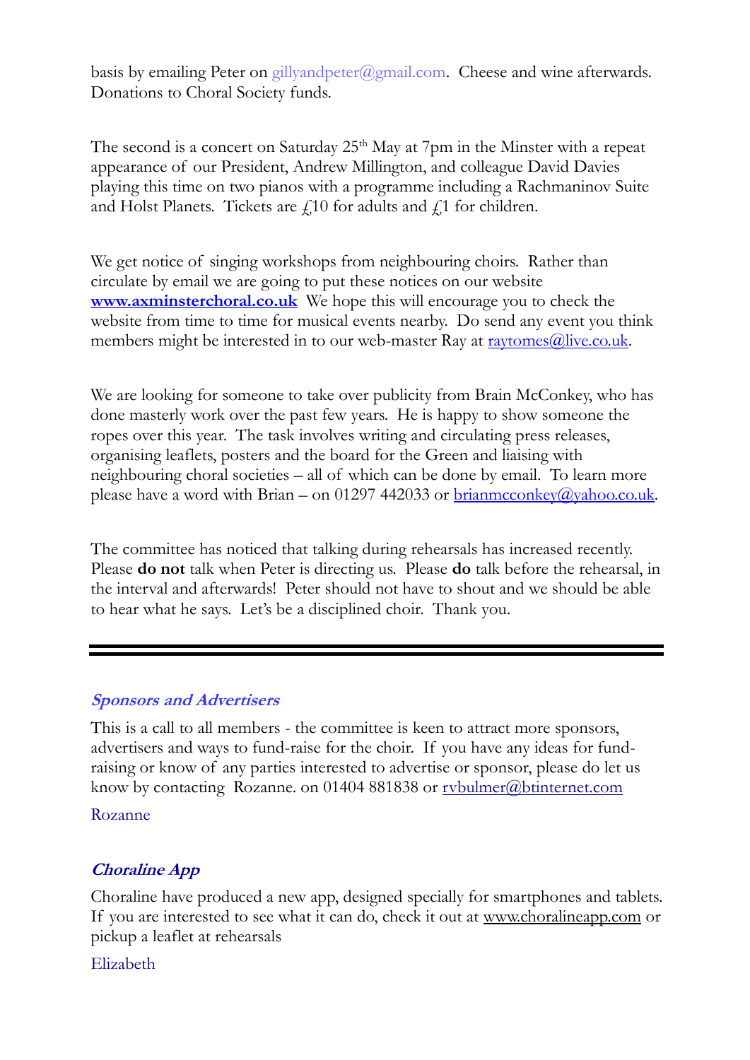basis by emailing Peter on gillyandpeter@gmail.com. Cheese and wine afterwards. Donations to Choral Society funds.

The second is a concert on Saturday 25th May at 7pm in the Minster with a repeat appearance of our President, Andrew Millington, and colleague David Davies playing this time on two pianos with a programme including a Rachmaninov Suite and Holst Planets. Tickets are £10 for adults and £1 for children.

We get notice of singing workshops from neighbouring choirs. Rather than circulate by email we are going to put these notices on our website **www.axminsterchoral.co.uk** We hope this will encourage you to check the website from time to time for musical events nearby. Do send any event you think members might be interested in to our web-master Ray at raytomes@live.co.uk.

We are looking for someone to take over publicity from Brain McConkey, who has done masterly work over the past few years. He is happy to show someone the ropes over this year. The task involves writing and circulating press releases, organising leaflets, posters and the board for the Green and liaising with neighbouring choral societies – all of which can be done by email. To learn more please have a word with Brian – on 01297 442033 or brianmcconkey@yahoo.co.uk.

The committee has noticed that talking during rehearsals has increased recently. Please **do not** talk when Peter is directing us. Please **do** talk before the rehearsal, in the interval and afterwards! Peter should not have to shout and we should be able to hear what he says. Let's be a disciplined choir. Thank you.

---

## *Sponsors and Advertisers*

This is a call to all members - the committee is keen to attract more sponsors, advertisers and ways to fund-raise for the choir. If you have any ideas for fund-raising or know of any parties interested to advertise or sponsor, please do let us know by contacting Rozanne. on 01404 881838 or rvbulmer@btinternet.com

Rozanne

## *Choraline App*

Choraline have produced a new app, designed specially for smartphones and tablets. If you are interested to see what it can do, check it out at www.choralineapp.com or pickup a leaflet at rehearsals

Elizabeth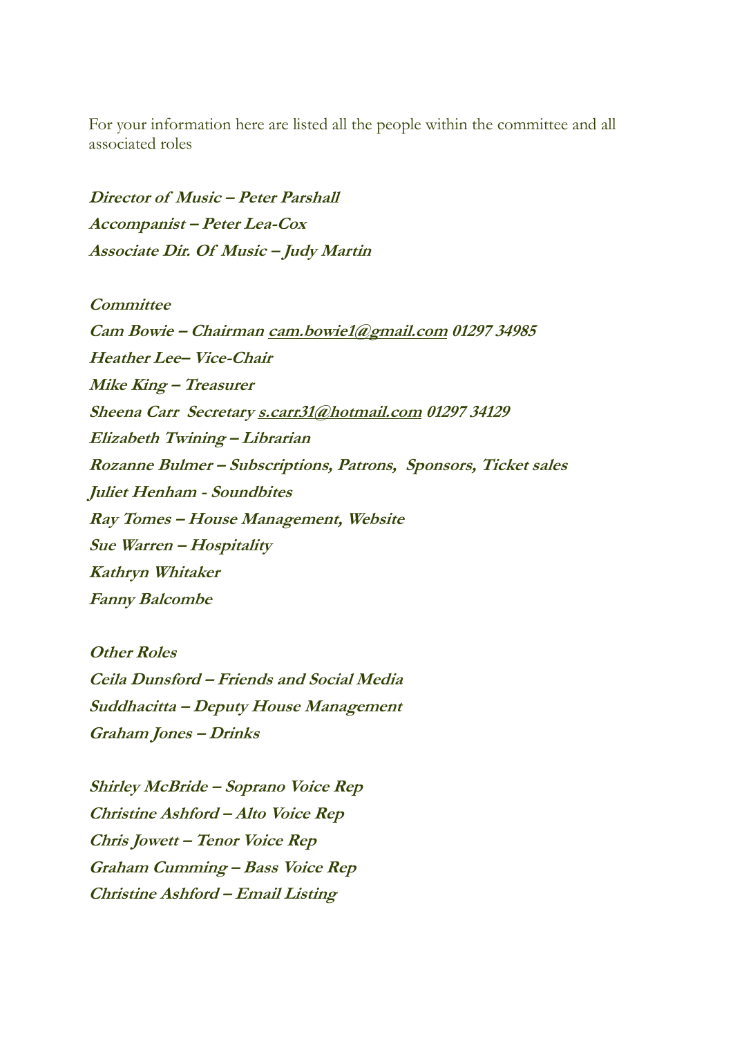For your information here are listed all the people within the committee and all associated roles

***Director of Music – Peter Parshall***
***Accompanist – Peter Lea-Cox***
***Associate Dir. Of Music – Judy Martin***

***Committee***
***Cam Bowie – Chairman cam.bowie1@gmail.com 01297 34985***
***Heather Lee– Vice-Chair***
***Mike King – Treasurer***
***Sheena Carr  Secretary s.carr31@hotmail.com 01297 34129***
***Elizabeth Twining – Librarian***
***Rozanne Bulmer – Subscriptions, Patrons,  Sponsors, Ticket sales***
***Juliet Henham - Soundbites***
***Ray Tomes – House Management, Website***
***Sue Warren – Hospitality***
***Kathryn Whitaker***
***Fanny Balcombe***

***Other Roles***
***Ceila Dunsford – Friends and Social Media***
***Suddhacitta – Deputy House Management***
***Graham Jones – Drinks***

***Shirley McBride – Soprano Voice Rep***
***Christine Ashford – Alto Voice Rep***
***Chris Jowett – Tenor Voice Rep***
***Graham Cumming – Bass Voice Rep***
***Christine Ashford – Email Listing***